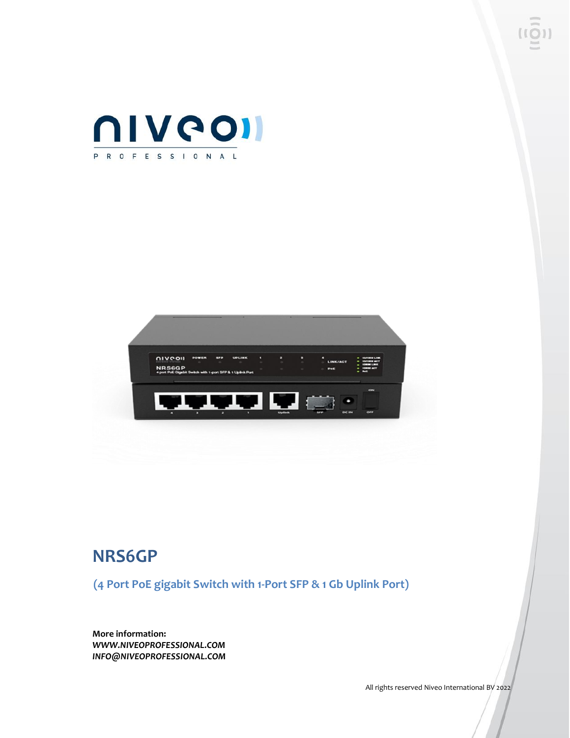# NRS6GP

## (4 Port PoE gigabit Switch with 1-Port SFP & 1 Gb Uplink Port)

**More information:**
***WWW.NIVEOPROFESSIONAL.COM***
***INFO@NIVEOPROFESSIONAL.COM***

All rights reserved Niveo International BV 2022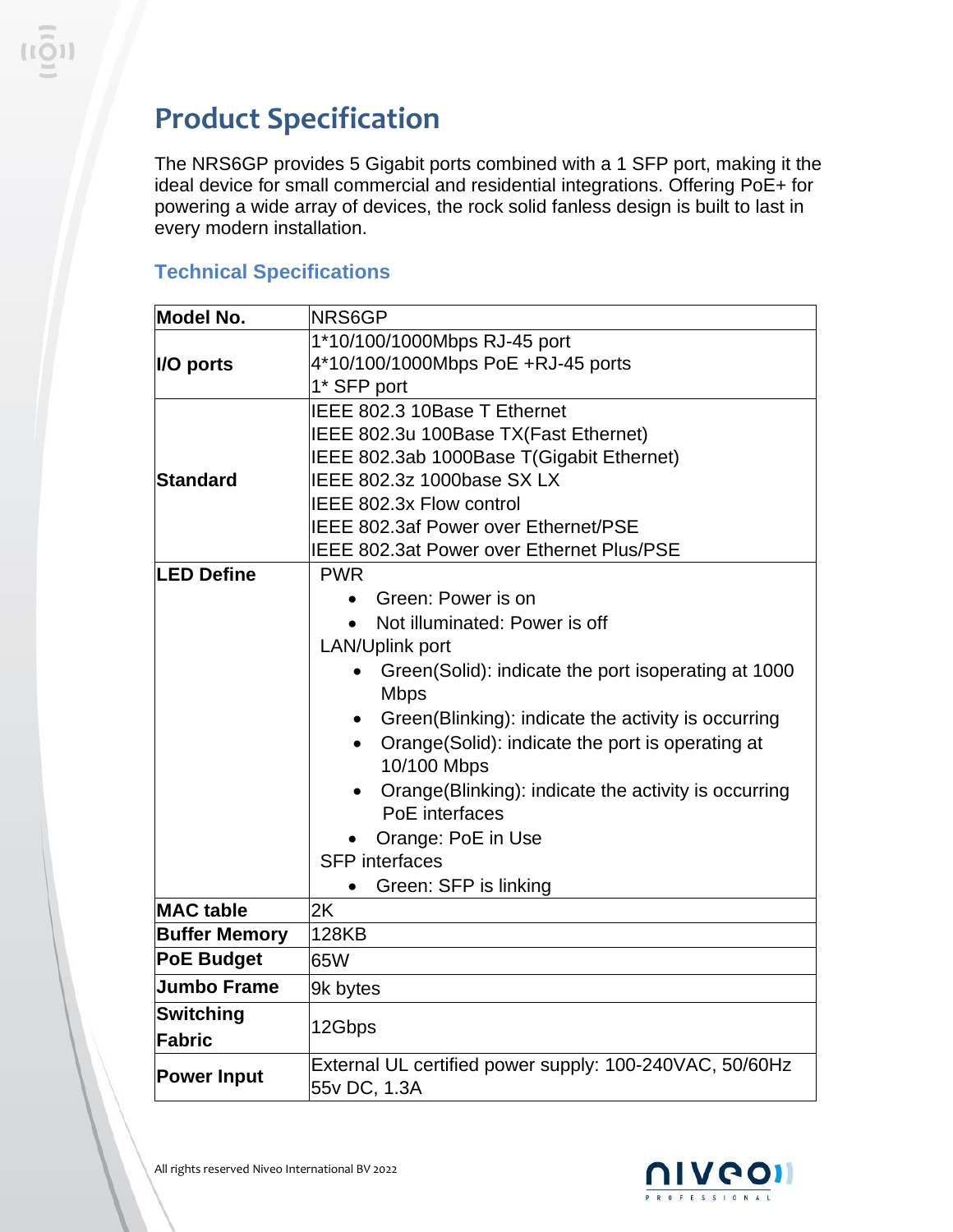# Product Specification

The NRS6GP provides 5 Gigabit ports combined with a 1 SFP port, making it the ideal device for small commercial and residential integrations. Offering PoE+ for powering a wide array of devices, the rock solid fanless design is built to last in every modern installation.

## Technical Specifications

| **Model No.** | NRS6GP |
|---|---|
| **I/O ports** | 1*10/100/1000Mbps RJ-45 port<br>4*10/100/1000Mbps PoE +RJ-45 ports<br>1* SFP port |
| **Standard** | IEEE 802.3 10Base T Ethernet<br>IEEE 802.3u 100Base TX(Fast Ethernet)<br>IEEE 802.3ab 1000Base T(Gigabit Ethernet)<br>IEEE 802.3z 1000base SX LX<br>IEEE 802.3x Flow control<br>IEEE 802.3af Power over Ethernet/PSE<br>IEEE 802.3at Power over Ethernet Plus/PSE |
| **LED Define** | PWR<br>• Green: Power is on<br>• Not illuminated: Power is off<br>LAN/Uplink port<br>• Green(Solid): indicate the port isoperating at 1000 Mbps<br>• Green(Blinking): indicate the activity is occurring<br>• Orange(Solid): indicate the port is operating at 10/100 Mbps<br>• Orange(Blinking): indicate the activity is occurring<br>PoE interfaces<br>• Orange: PoE in Use<br>SFP interfaces<br>• Green: SFP is linking |
| **MAC table** | 2K |
| **Buffer Memory** | 128KB |
| **PoE Budget** | 65W |
| **Jumbo Frame** | 9k bytes |
| **Switching Fabric** | 12Gbps |
| **Power Input** | External UL certified power supply: 100-240VAC, 50/60Hz<br>55v DC, 1.3A |

All rights reserved Niveo International BV 2022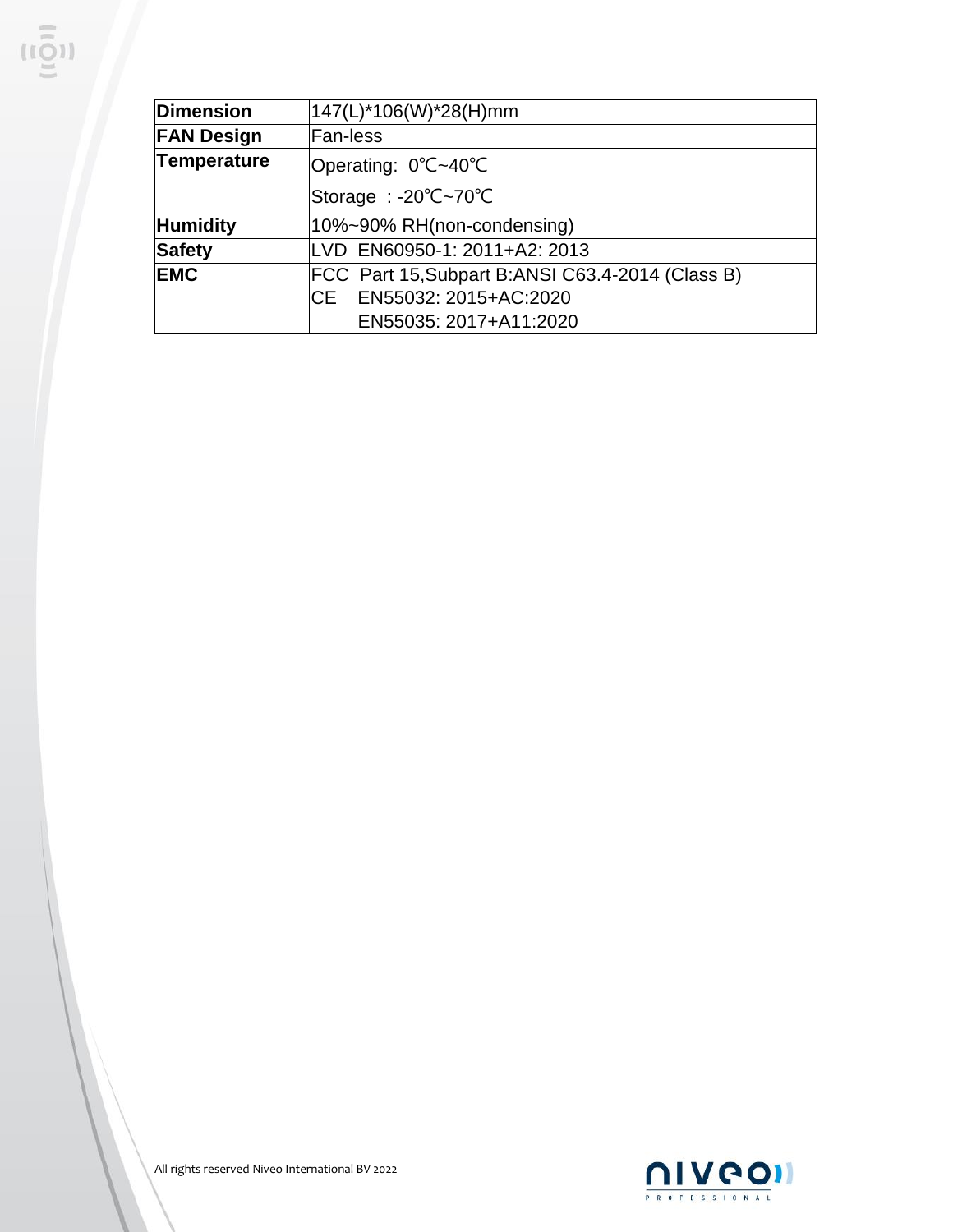| | |
|---|---|
| **Dimension** | 147(L)*106(W)*28(H)mm |
| **FAN Design** | Fan-less |
| **Temperature** | Operating: 0℃~40℃<br>Storage : -20℃~70℃ |
| **Humidity** | 10%~90% RH(non-condensing) |
| **Safety** | LVD EN60950-1: 2011+A2: 2013 |
| **EMC** | FCC Part 15,Subpart B:ANSI C63.4-2014 (Class B)<br>CE EN55032: 2015+AC:2020<br>EN55035: 2017+A11:2020 |

All rights reserved Niveo International BV 2022